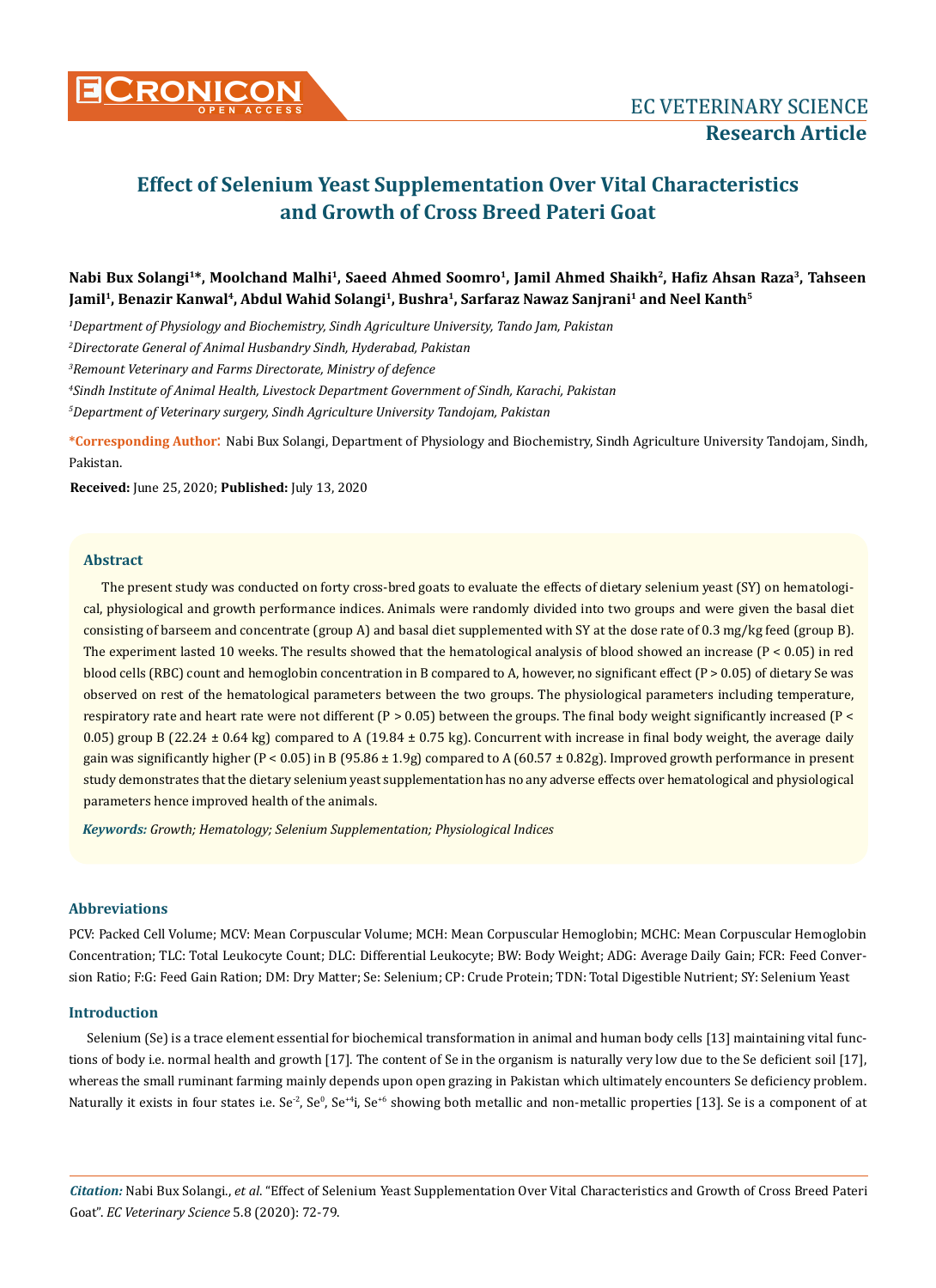# Effect of Selenium Yeast Supplementation Over Vital Characteristics and Growth of Cross Breed Pateri Goat

**Nabi Bux Solangi[1]\*, Moolchand Malhi[1], Saeed Ahmed Soomro[1], Jamil Ahmed Shaikh[2], Hafiz Ahsan Raza[3], Tahseen Jamil[1], Benazir Kanwal[4], Abdul Wahid Solangi[1], Bushra[1], Sarfaraz Nawaz Sanjrani[1] and Neel Kanth[5]**

*[1]Department of Physiology and Biochemistry, Sindh Agriculture University, Tando Jam, Pakistan*

*[2]Directorate General of Animal Husbandry Sindh, Hyderabad, Pakistan*

*[3]Remount Veterinary and Farms Directorate, Ministry of defence*

*[4]Sindh Institute of Animal Health, Livestock Department Government of Sindh, Karachi, Pakistan*

*[5]Department of Veterinary surgery, Sindh Agriculture University Tandojam, Pakistan*

**\*Corresponding Author:** Nabi Bux Solangi, Department of Physiology and Biochemistry, Sindh Agriculture University Tandojam, Sindh, Pakistan.

**Received:** June 25, 2020; **Published:** July 13, 2020

## Abstract

The present study was conducted on forty cross-bred goats to evaluate the effects of dietary selenium yeast (SY) on hematological, physiological and growth performance indices. Animals were randomly divided into two groups and were given the basal diet consisting of barseem and concentrate (group A) and basal diet supplemented with SY at the dose rate of 0.3 mg/kg feed (group B). The experiment lasted 10 weeks. The results showed that the hematological analysis of blood showed an increase ($P < 0.05$) in red blood cells (RBC) count and hemoglobin concentration in B compared to A, however, no significant effect ($P > 0.05$) of dietary Se was observed on rest of the hematological parameters between the two groups. The physiological parameters including temperature, respiratory rate and heart rate were not different ($P > 0.05$) between the groups. The final body weight significantly increased ($P < 0.05$) group B (22.24 ± 0.64 kg) compared to A (19.84 ± 0.75 kg). Concurrent with increase in final body weight, the average daily gain was significantly higher ($P < 0.05$) in B (95.86 ± 1.9g) compared to A (60.57 ± 0.82g). Improved growth performance in present study demonstrates that the dietary selenium yeast supplementation has no any adverse effects over hematological and physiological parameters hence improved health of the animals.

***Keywords:*** *Growth; Hematology; Selenium Supplementation; Physiological Indices*

## Abbreviations

PCV: Packed Cell Volume; MCV: Mean Corpuscular Volume; MCH: Mean Corpuscular Hemoglobin; MCHC: Mean Corpuscular Hemoglobin Concentration; TLC: Total Leukocyte Count; DLC: Differential Leukocyte; BW: Body Weight; ADG: Average Daily Gain; FCR: Feed Conversion Ratio; F:G: Feed Gain Ration; DM: Dry Matter; Se: Selenium; CP: Crude Protein; TDN: Total Digestible Nutrient; SY: Selenium Yeast

## Introduction

Selenium (Se) is a trace element essential for biochemical transformation in animal and human body cells [13] maintaining vital functions of body i.e. normal health and growth [17]. The content of Se in the organism is naturally very low due to the Se deficient soil [17], whereas the small ruminant farming mainly depends upon open grazing in Pakistan which ultimately encounters Se deficiency problem. Naturally it exists in four states i.e. $Se^{-2}$, $Se^{0}$, $Se^{+4}$i, $Se^{+6}$ showing both metallic and non-metallic properties [13]. Se is a component of at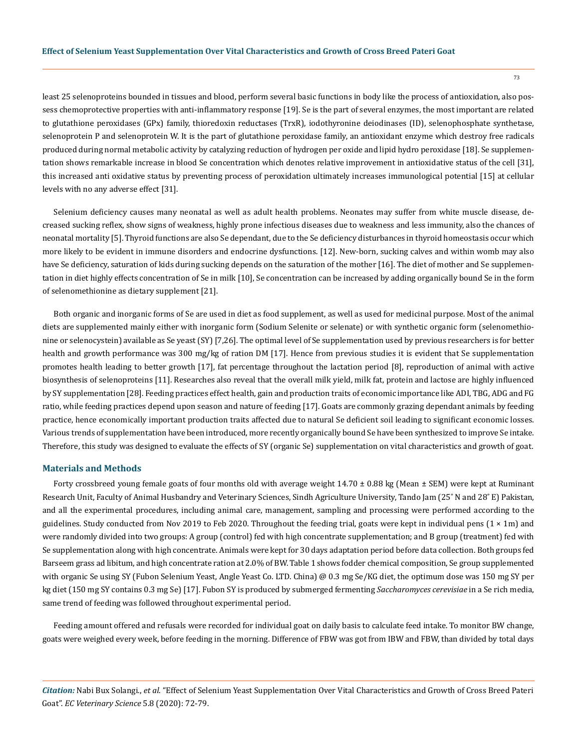least 25 selenoproteins bounded in tissues and blood, perform several basic functions in body like the process of antioxidation, also possess chemoprotective properties with anti-inflammatory response [19]. Se is the part of several enzymes, the most important are related to glutathione peroxidases (GPx) family, thioredoxin reductases (TrxR), iodothyronine deiodinases (ID), selenophosphate synthetase, selenoprotein P and selenoprotein W. It is the part of glutathione peroxidase family, an antioxidant enzyme which destroy free radicals produced during normal metabolic activity by catalyzing reduction of hydrogen per oxide and lipid hydro peroxidase [18]. Se supplementation shows remarkable increase in blood Se concentration which denotes relative improvement in antioxidative status of the cell [31], this increased anti oxidative status by preventing process of peroxidation ultimately increases immunological potential [15] at cellular levels with no any adverse effect [31].

Selenium deficiency causes many neonatal as well as adult health problems. Neonates may suffer from white muscle disease, decreased sucking reflex, show signs of weakness, highly prone infectious diseases due to weakness and less immunity, also the chances of neonatal mortality [5]. Thyroid functions are also Se dependant, due to the Se deficiency disturbances in thyroid homeostasis occur which more likely to be evident in immune disorders and endocrine dysfunctions. [12]. New-born, sucking calves and within womb may also have Se deficiency, saturation of kids during sucking depends on the saturation of the mother [16]. The diet of mother and Se supplementation in diet highly effects concentration of Se in milk [10], Se concentration can be increased by adding organically bound Se in the form of selenomethionine as dietary supplement [21].

Both organic and inorganic forms of Se are used in diet as food supplement, as well as used for medicinal purpose. Most of the animal diets are supplemented mainly either with inorganic form (Sodium Selenite or selenate) or with synthetic organic form (selenomethionine or selenocystein) available as Se yeast (SY) [7,26]. The optimal level of Se supplementation used by previous researchers is for better health and growth performance was 300 mg/kg of ration DM [17]. Hence from previous studies it is evident that Se supplementation promotes health leading to better growth [17], fat percentage throughout the lactation period [8], reproduction of animal with active biosynthesis of selenoproteins [11]. Researches also reveal that the overall milk yield, milk fat, protein and lactose are highly influenced by SY supplementation [28]. Feeding practices effect health, gain and production traits of economic importance like ADI, TBG, ADG and FG ratio, while feeding practices depend upon season and nature of feeding [17]. Goats are commonly grazing dependant animals by feeding practice, hence economically important production traits affected due to natural Se deficient soil leading to significant economic losses. Various trends of supplementation have been introduced, more recently organically bound Se have been synthesized to improve Se intake. Therefore, this study was designed to evaluate the effects of SY (organic Se) supplementation on vital characteristics and growth of goat.

## Materials and Methods

Forty crossbreed young female goats of four months old with average weight 14.70 ± 0.88 kg (Mean ± SEM) were kept at Ruminant Research Unit, Faculty of Animal Husbandry and Veterinary Sciences, Sindh Agriculture University, Tando Jam (25° N and 28° E) Pakistan, and all the experimental procedures, including animal care, management, sampling and processing were performed according to the guidelines. Study conducted from Nov 2019 to Feb 2020. Throughout the feeding trial, goats were kept in individual pens (1 × 1m) and were randomly divided into two groups: A group (control) fed with high concentrate supplementation; and B group (treatment) fed with Se supplementation along with high concentrate. Animals were kept for 30 days adaptation period before data collection. Both groups fed Barseem grass ad libitum, and high concentrate ration at 2.0% of BW. Table 1 shows fodder chemical composition, Se group supplemented with organic Se using SY (Fubon Selenium Yeast, Angle Yeast Co. LTD. China) @ 0.3 mg Se/KG diet, the optimum dose was 150 mg SY per kg diet (150 mg SY contains 0.3 mg Se) [17]. Fubon SY is produced by submerged fermenting *Saccharomyces cerevisiae* in a Se rich media, same trend of feeding was followed throughout experimental period.

Feeding amount offered and refusals were recorded for individual goat on daily basis to calculate feed intake. To monitor BW change, goats were weighed every week, before feeding in the morning. Difference of FBW was got from IBW and FBW, than divided by total days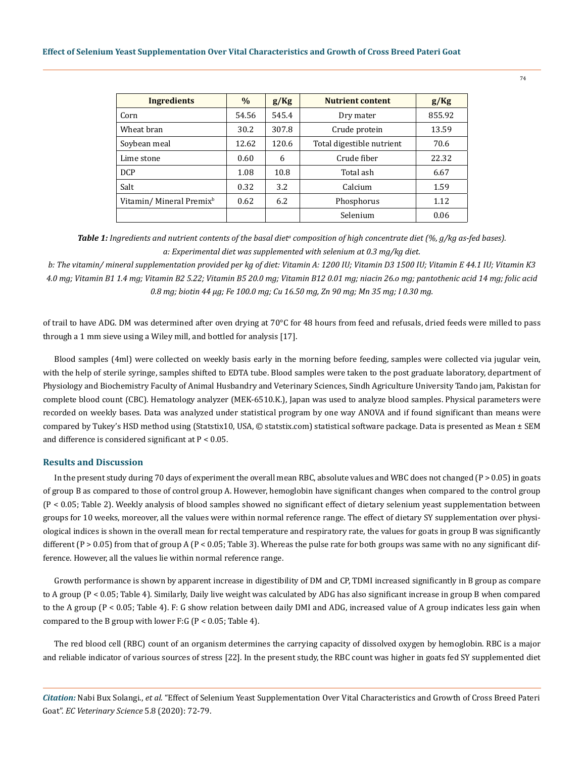| Ingredients | % | g/Kg | Nutrient content | g/Kg |
|---|---|---|---|---|
| Corn | 54.56 | 545.4 | Dry mater | 855.92 |
| Wheat bran | 30.2 | 307.8 | Crude protein | 13.59 |
| Soybean meal | 12.62 | 120.6 | Total digestible nutrient | 70.6 |
| Lime stone | 0.60 | 6 | Crude fiber | 22.32 |
| DCP | 1.08 | 10.8 | Total ash | 6.67 |
| Salt | 0.32 | 3.2 | Calcium | 1.59 |
| Vitamin/ Mineral Premix[b] | 0.62 | 6.2 | Phosphorus | 1.12 |
| | | | Selenium | 0.06 |

***Table 1:*** *Ingredients and nutrient contents of the basal diet[a] composition of high concentrate diet (%, g/kg as-fed bases).*
*a: Experimental diet was supplemented with selenium at 0.3 mg/kg diet.*
*b: The vitamin/ mineral supplementation provided per kg of diet: Vitamin A: 1200 IU; Vitamin D3 1500 IU; Vitamin E 44.1 IU; Vitamin K3 4.0 mg; Vitamin B1 1.4 mg; Vitamin B2 5.22; Vitamin B5 20.0 mg; Vitamin B12 0.01 mg; niacin 26.o mg; pantothenic acid 14 mg; folic acid 0.8 mg; biotin 44 µg; Fe 100.0 mg; Cu 16.50 mg, Zn 90 mg; Mn 35 mg; I 0.30 mg.*

of trail to have ADG. DM was determined after oven drying at 70°C for 48 hours from feed and refusals, dried feeds were milled to pass through a 1 mm sieve using a Wiley mill, and bottled for analysis [17].

Blood samples (4ml) were collected on weekly basis early in the morning before feeding, samples were collected via jugular vein, with the help of sterile syringe, samples shifted to EDTA tube. Blood samples were taken to the post graduate laboratory, department of Physiology and Biochemistry Faculty of Animal Husbandry and Veterinary Sciences, Sindh Agriculture University Tando jam, Pakistan for complete blood count (CBC). Hematology analyzer (MEK-6510.K.), Japan was used to analyze blood samples. Physical parameters were recorded on weekly bases. Data was analyzed under statistical program by one way ANOVA and if found significant than means were compared by Tukey's HSD method using (Statstix10, USA, © statstix.com) statistical software package. Data is presented as Mean ± SEM and difference is considered significant at $P < 0.05$.

## Results and Discussion

In the present study during 70 days of experiment the overall mean RBC, absolute values and WBC does not changed ($P > 0.05$) in goats of group B as compared to those of control group A. However, hemoglobin have significant changes when compared to the control group ($P < 0.05$; Table 2). Weekly analysis of blood samples showed no significant effect of dietary selenium yeast supplementation between groups for 10 weeks, moreover, all the values were within normal reference range. The effect of dietary SY supplementation over physiological indices is shown in the overall mean for rectal temperature and respiratory rate, the values for goats in group B was significantly different ($P > 0.05$) from that of group A ($P < 0.05$; Table 3). Whereas the pulse rate for both groups was same with no any significant difference. However, all the values lie within normal reference range.

Growth performance is shown by apparent increase in digestibility of DM and CP, TDMI increased significantly in B group as compare to A group ($P < 0.05$; Table 4). Similarly, Daily live weight was calculated by ADG has also significant increase in group B when compared to the A group ($P < 0.05$; Table 4). F: G show relation between daily DMI and ADG, increased value of A group indicates less gain when compared to the B group with lower F:G ($P < 0.05$; Table 4).

The red blood cell (RBC) count of an organism determines the carrying capacity of dissolved oxygen by hemoglobin. RBC is a major and reliable indicator of various sources of stress [22]. In the present study, the RBC count was higher in goats fed SY supplemented diet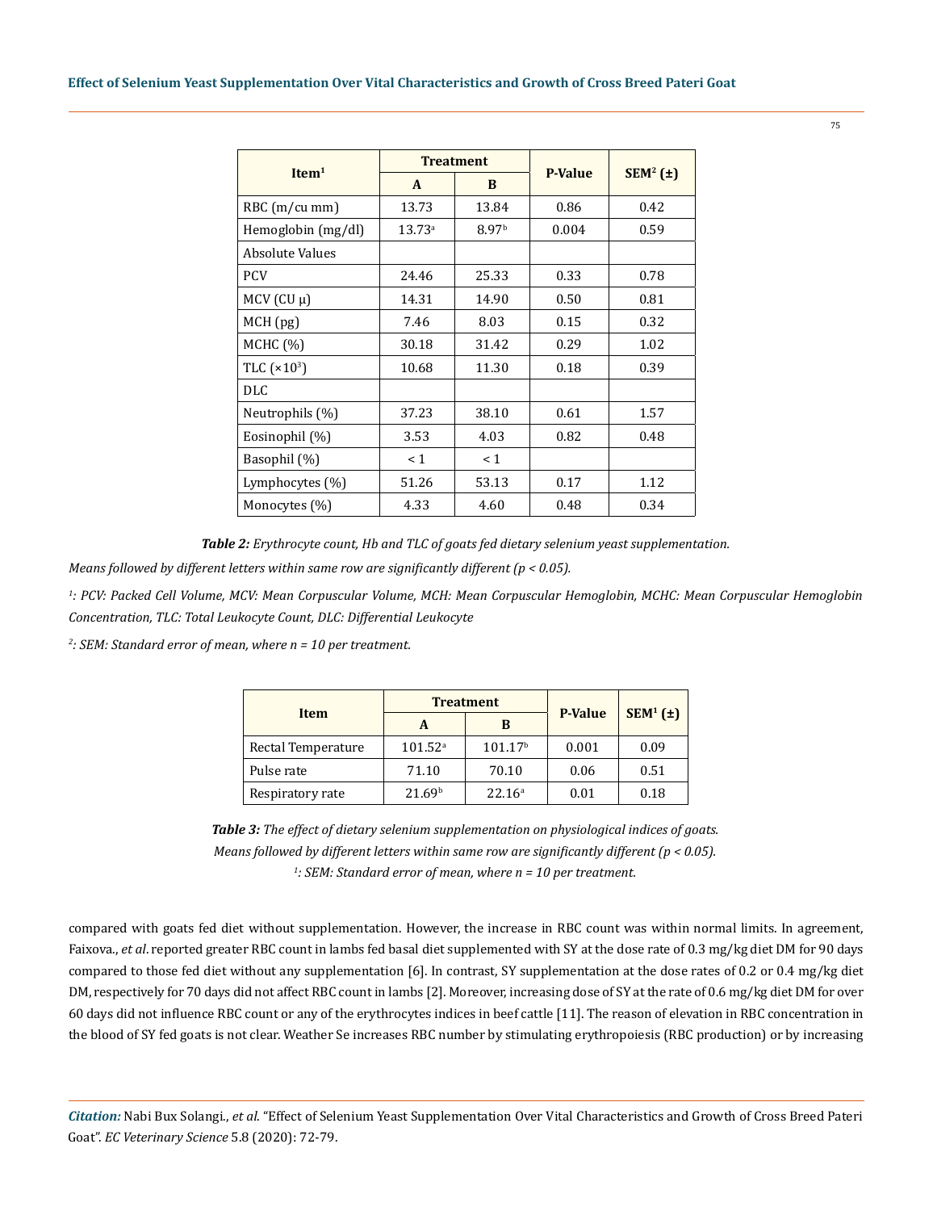| Item[1] | Treatment | | P-Value | SEM[2] (±) |
|---|---|---|---|---|
| | A | B | | |
| RBC (m/cu mm) | 13.73 | 13.84 | 0.86 | 0.42 |
| Hemoglobin (mg/dl) | 13.73[a] | 8.97[b] | 0.004 | 0.59 |
| Absolute Values | | | | |
| PCV | 24.46 | 25.33 | 0.33 | 0.78 |
| MCV (CU μ) | 14.31 | 14.90 | 0.50 | 0.81 |
| MCH (pg) | 7.46 | 8.03 | 0.15 | 0.32 |
| MCHC (%) | 30.18 | 31.42 | 0.29 | 1.02 |
| TLC ($\times 10^3$) | 10.68 | 11.30 | 0.18 | 0.39 |
| DLC | | | | |
| Neutrophils (%) | 37.23 | 38.10 | 0.61 | 1.57 |
| Eosinophil (%) | 3.53 | 4.03 | 0.82 | 0.48 |
| Basophil (%) | < 1 | < 1 | | |
| Lymphocytes (%) | 51.26 | 53.13 | 0.17 | 1.12 |
| Monocytes (%) | 4.33 | 4.60 | 0.48 | 0.34 |

***Table 2:*** *Erythrocyte count, Hb and TLC of goats fed dietary selenium yeast supplementation.*

*Means followed by different letters within same row are significantly different ($p < 0.05$).*

*[1]: PCV: Packed Cell Volume, MCV: Mean Corpuscular Volume, MCH: Mean Corpuscular Hemoglobin, MCHC: Mean Corpuscular Hemoglobin Concentration, TLC: Total Leukocyte Count, DLC: Differential Leukocyte*

*[2]: SEM: Standard error of mean, where n = 10 per treatment.*

| Item | Treatment | | P-Value | SEM[1] (±) |
|---|---|---|---|---|
| | A | B | | |
| Rectal Temperature | 101.52[a] | 101.17[b] | 0.001 | 0.09 |
| Pulse rate | 71.10 | 70.10 | 0.06 | 0.51 |
| Respiratory rate | 21.69[b] | 22.16[a] | 0.01 | 0.18 |

***Table 3:*** *The effect of dietary selenium supplementation on physiological indices of goats.*

*Means followed by different letters within same row are significantly different ($p < 0.05$).*

*[1]: SEM: Standard error of mean, where n = 10 per treatment.*

compared with goats fed diet without supplementation. However, the increase in RBC count was within normal limits. In agreement, Faixova., *et al.* reported greater RBC count in lambs fed basal diet supplemented with SY at the dose rate of 0.3 mg/kg diet DM for 90 days compared to those fed diet without any supplementation [6]. In contrast, SY supplementation at the dose rates of 0.2 or 0.4 mg/kg diet DM, respectively for 70 days did not affect RBC count in lambs [2]. Moreover, increasing dose of SY at the rate of 0.6 mg/kg diet DM for over 60 days did not influence RBC count or any of the erythrocytes indices in beef cattle [11]. The reason of elevation in RBC concentration in the blood of SY fed goats is not clear. Weather Se increases RBC number by stimulating erythropoiesis (RBC production) or by increasing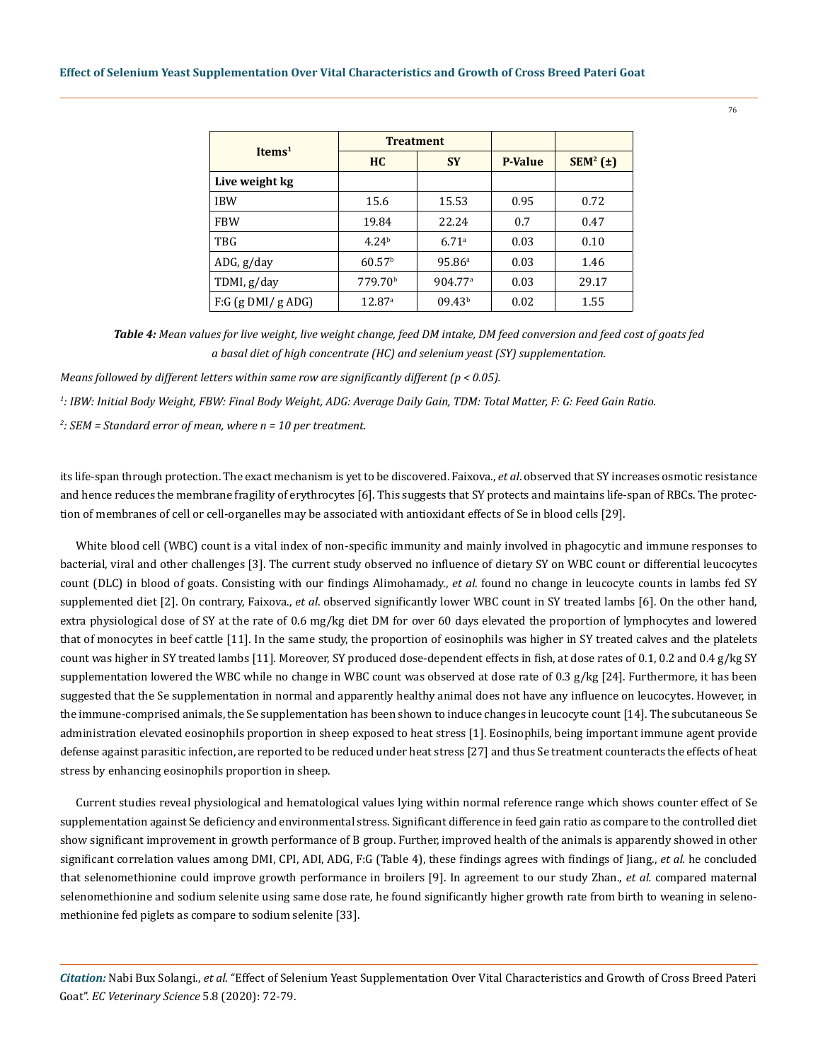| Items[1] | Treatment | | P-Value | SEM[2] (±) |
|---|---|---|---|---|
| | HC | SY | | |
| **Live weight kg** | | | | |
| IBW | 15.6 | 15.53 | 0.95 | 0.72 |
| FBW | 19.84 | 22.24 | 0.7 | 0.47 |
| TBG | 4.24[b] | 6.71[a] | 0.03 | 0.10 |
| ADG, g/day | 60.57[b] | 95.86[a] | 0.03 | 1.46 |
| TDMI, g/day | 779.70[b] | 904.77[a] | 0.03 | 29.17 |
| F:G (g DMI/ g ADG) | 12.87[a] | 09.43[b] | 0.02 | 1.55 |

***Table 4:*** *Mean values for live weight, live weight change, feed DM intake, DM feed conversion and feed cost of goats fed a basal diet of high concentrate (HC) and selenium yeast (SY) supplementation.*

*Means followed by different letters within same row are significantly different ($p < 0.05$).*

*[1]: IBW: Initial Body Weight, FBW: Final Body Weight, ADG: Average Daily Gain, TDM: Total Matter, F: G: Feed Gain Ratio.*

*[2]: SEM = Standard error of mean, where n = 10 per treatment.*

its life-span through protection. The exact mechanism is yet to be discovered. Faixova., *et al*. observed that SY increases osmotic resistance and hence reduces the membrane fragility of erythrocytes [6]. This suggests that SY protects and maintains life-span of RBCs. The protection of membranes of cell or cell-organelles may be associated with antioxidant effects of Se in blood cells [29].

White blood cell (WBC) count is a vital index of non-specific immunity and mainly involved in phagocytic and immune responses to bacterial, viral and other challenges [3]. The current study observed no influence of dietary SY on WBC count or differential leucocytes count (DLC) in blood of goats. Consisting with our findings Alimohamady., *et al*. found no change in leucocyte counts in lambs fed SY supplemented diet [2]. On contrary, Faixova., *et al*. observed significantly lower WBC count in SY treated lambs [6]. On the other hand, extra physiological dose of SY at the rate of 0.6 mg/kg diet DM for over 60 days elevated the proportion of lymphocytes and lowered that of monocytes in beef cattle [11]. In the same study, the proportion of eosinophils was higher in SY treated calves and the platelets count was higher in SY treated lambs [11]. Moreover, SY produced dose-dependent effects in fish, at dose rates of 0.1, 0.2 and 0.4 g/kg SY supplementation lowered the WBC while no change in WBC count was observed at dose rate of 0.3 g/kg [24]. Furthermore, it has been suggested that the Se supplementation in normal and apparently healthy animal does not have any influence on leucocytes. However, in the immune-comprised animals, the Se supplementation has been shown to induce changes in leucocyte count [14]. The subcutaneous Se administration elevated eosinophils proportion in sheep exposed to heat stress [1]. Eosinophils, being important immune agent provide defense against parasitic infection, are reported to be reduced under heat stress [27] and thus Se treatment counteracts the effects of heat stress by enhancing eosinophils proportion in sheep.

Current studies reveal physiological and hematological values lying within normal reference range which shows counter effect of Se supplementation against Se deficiency and environmental stress. Significant difference in feed gain ratio as compare to the controlled diet show significant improvement in growth performance of B group. Further, improved health of the animals is apparently showed in other significant correlation values among DMI, CPI, ADI, ADG, F:G (Table 4), these findings agrees with findings of Jiang., *et al.* he concluded that selenomethionine could improve growth performance in broilers [9]. In agreement to our study Zhan., *et al.* compared maternal selenomethionine and sodium selenite using same dose rate, he found significantly higher growth rate from birth to weaning in selenomethionine fed piglets as compare to sodium selenite [33].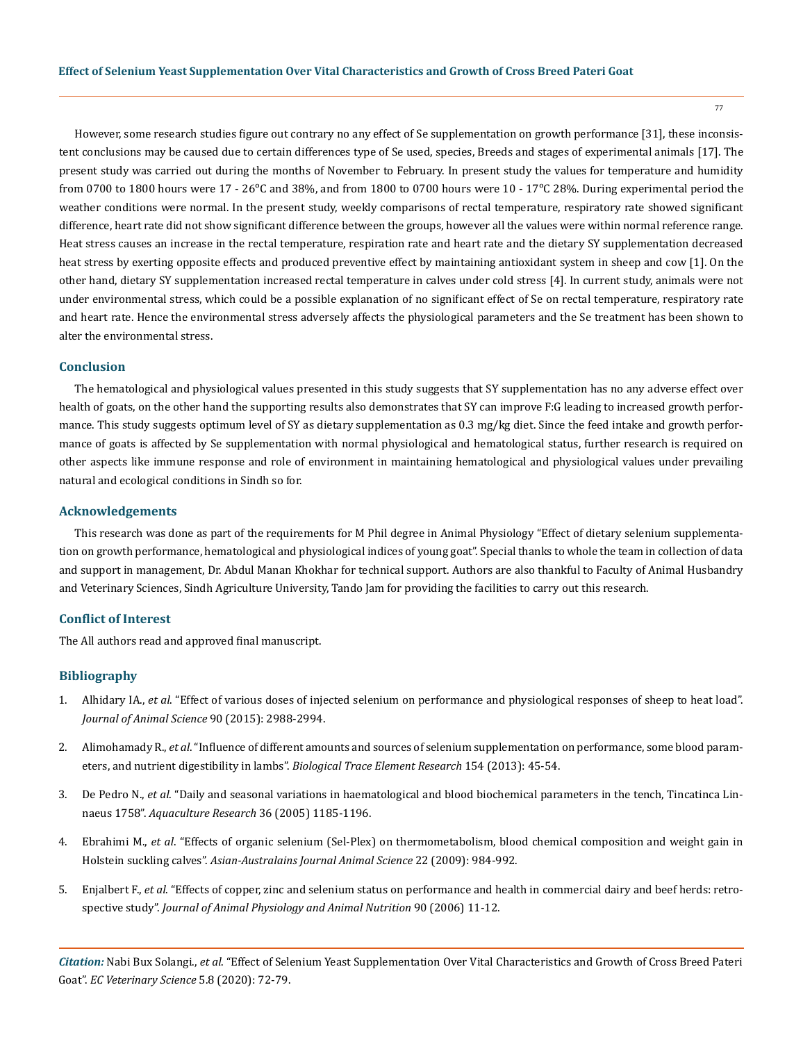However, some research studies figure out contrary no any effect of Se supplementation on growth performance [31], these inconsistent conclusions may be caused due to certain differences type of Se used, species, Breeds and stages of experimental animals [17]. The present study was carried out during the months of November to February. In present study the values for temperature and humidity from 0700 to 1800 hours were 17 - 26°C and 38%, and from 1800 to 0700 hours were 10 - 17°C 28%. During experimental period the weather conditions were normal. In the present study, weekly comparisons of rectal temperature, respiratory rate showed significant difference, heart rate did not show significant difference between the groups, however all the values were within normal reference range. Heat stress causes an increase in the rectal temperature, respiration rate and heart rate and the dietary SY supplementation decreased heat stress by exerting opposite effects and produced preventive effect by maintaining antioxidant system in sheep and cow [1]. On the other hand, dietary SY supplementation increased rectal temperature in calves under cold stress [4]. In current study, animals were not under environmental stress, which could be a possible explanation of no significant effect of Se on rectal temperature, respiratory rate and heart rate. Hence the environmental stress adversely affects the physiological parameters and the Se treatment has been shown to alter the environmental stress.

## Conclusion

The hematological and physiological values presented in this study suggests that SY supplementation has no any adverse effect over health of goats, on the other hand the supporting results also demonstrates that SY can improve F:G leading to increased growth performance. This study suggests optimum level of SY as dietary supplementation as 0.3 mg/kg diet. Since the feed intake and growth performance of goats is affected by Se supplementation with normal physiological and hematological status, further research is required on other aspects like immune response and role of environment in maintaining hematological and physiological values under prevailing natural and ecological conditions in Sindh so for.

## Acknowledgements

This research was done as part of the requirements for M Phil degree in Animal Physiology "Effect of dietary selenium supplementation on growth performance, hematological and physiological indices of young goat". Special thanks to whole the team in collection of data and support in management, Dr. Abdul Manan Khokhar for technical support. Authors are also thankful to Faculty of Animal Husbandry and Veterinary Sciences, Sindh Agriculture University, Tando Jam for providing the facilities to carry out this research.

## Conflict of Interest

The All authors read and approved final manuscript.

## Bibliography

1. Alhidary IA., *et al*. "Effect of various doses of injected selenium on performance and physiological responses of sheep to heat load". *Journal of Animal Science* 90 (2015): 2988-2994.
2. Alimohamady R., *et al*. "Influence of different amounts and sources of selenium supplementation on performance, some blood parameters, and nutrient digestibility in lambs". *Biological Trace Element Research* 154 (2013): 45-54.
3. De Pedro N., *et al*. "Daily and seasonal variations in haematological and blood biochemical parameters in the tench, Tincatinca Linnaeus 1758". *Aquaculture Research* 36 (2005) 1185-1196.
4. Ebrahimi M., *et al*. "Effects of organic selenium (Sel-Plex) on thermometabolism, blood chemical composition and weight gain in Holstein suckling calves". *Asian-Australains Journal Animal Science* 22 (2009): 984-992.
5. Enjalbert F., *et al*. "Effects of copper, zinc and selenium status on performance and health in commercial dairy and beef herds: retrospective study". *Journal of Animal Physiology and Animal Nutrition* 90 (2006) 11-12.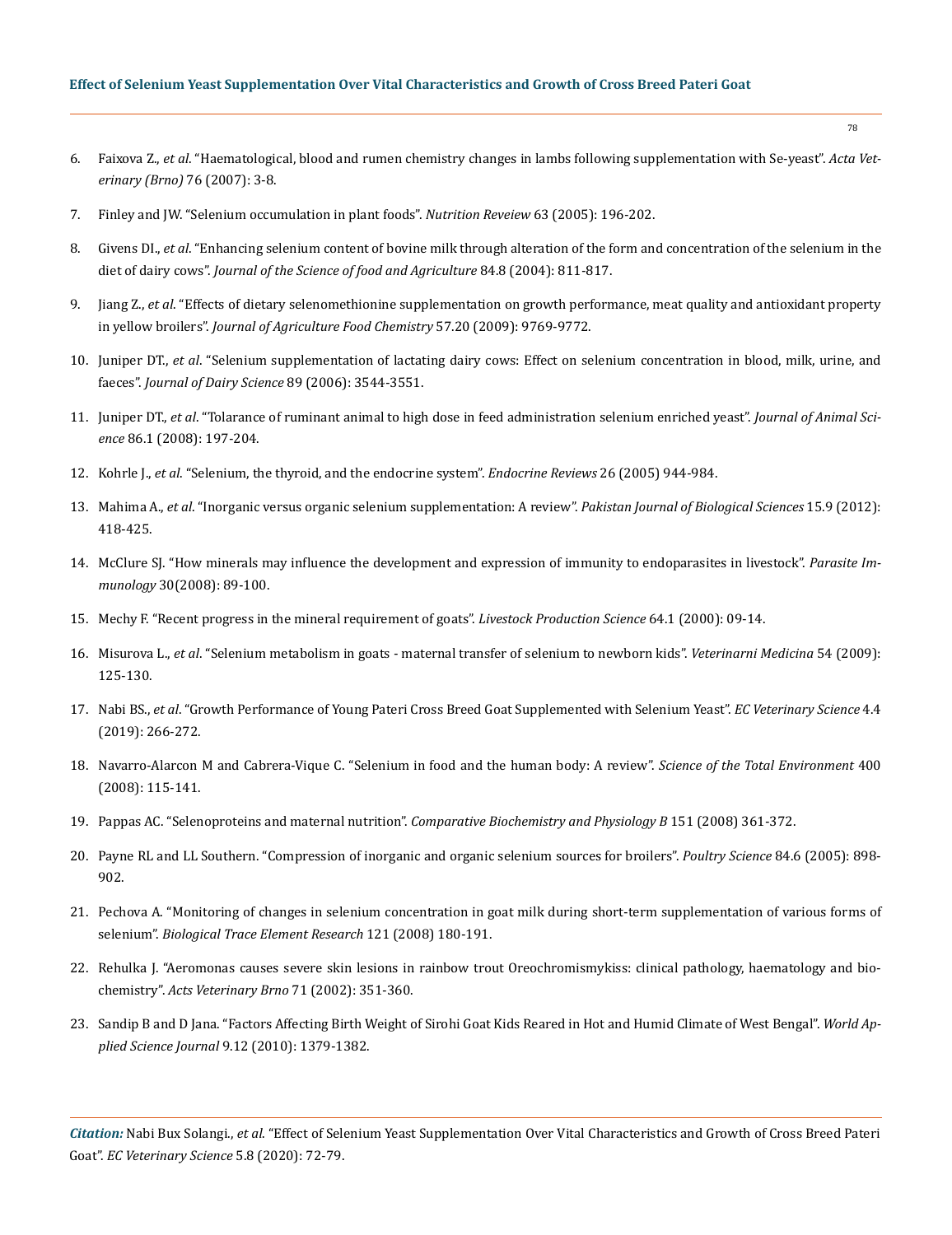6. Faixova Z., *et al*. "Haematological, blood and rumen chemistry changes in lambs following supplementation with Se-yeast". *Acta Veterinary (Brno)* 76 (2007): 3-8.

7. Finley and JW. "Selenium occumulation in plant foods". *Nutrition Reveiew* 63 (2005): 196-202.

8. Givens DI., *et al*. "Enhancing selenium content of bovine milk through alteration of the form and concentration of the selenium in the diet of dairy cows". *Journal of the Science of food and Agriculture* 84.8 (2004): 811-817.

9. Jiang Z., *et al*. "Effects of dietary selenomethionine supplementation on growth performance, meat quality and antioxidant property in yellow broilers". *Journal of Agriculture Food Chemistry* 57.20 (2009): 9769-9772.

10. Juniper DT., *et al*. "Selenium supplementation of lactating dairy cows: Effect on selenium concentration in blood, milk, urine, and faeces". *Journal of Dairy Science* 89 (2006): 3544-3551.

11. Juniper DT., *et al*. "Tolarance of ruminant animal to high dose in feed administration selenium enriched yeast". *Journal of Animal Science* 86.1 (2008): 197-204.

12. Kohrle J., *et al*. "Selenium, the thyroid, and the endocrine system". *Endocrine Reviews* 26 (2005) 944-984.

13. Mahima A., *et al*. "Inorganic versus organic selenium supplementation: A review". *Pakistan Journal of Biological Sciences* 15.9 (2012): 418-425.

14. McClure SJ. "How minerals may influence the development and expression of immunity to endoparasites in livestock". *Parasite Immunology* 30(2008): 89-100.

15. Mechy F. "Recent progress in the mineral requirement of goats". *Livestock Production Science* 64.1 (2000): 09-14.

16. Misurova L., *et al*. "Selenium metabolism in goats - maternal transfer of selenium to newborn kids". *Veterinarni Medicina* 54 (2009): 125-130.

17. Nabi BS., *et al*. "Growth Performance of Young Pateri Cross Breed Goat Supplemented with Selenium Yeast". *EC Veterinary Science* 4.4 (2019): 266-272.

18. Navarro-Alarcon M and Cabrera-Vique C. "Selenium in food and the human body: A review". *Science of the Total Environment* 400 (2008): 115-141.

19. Pappas AC. "Selenoproteins and maternal nutrition". *Comparative Biochemistry and Physiology B* 151 (2008) 361-372.

20. Payne RL and LL Southern. "Compression of inorganic and organic selenium sources for broilers". *Poultry Science* 84.6 (2005): 898-902.

21. Pechova A. "Monitoring of changes in selenium concentration in goat milk during short-term supplementation of various forms of selenium". *Biological Trace Element Research* 121 (2008) 180-191.

22. Rehulka J. "Aeromonas causes severe skin lesions in rainbow trout Oreochromismykiss: clinical pathology, haematology and biochemistry". *Acts Veterinary Brno* 71 (2002): 351-360.

23. Sandip B and D Jana. "Factors Affecting Birth Weight of Sirohi Goat Kids Reared in Hot and Humid Climate of West Bengal". *World Applied Science Journal* 9.12 (2010): 1379-1382.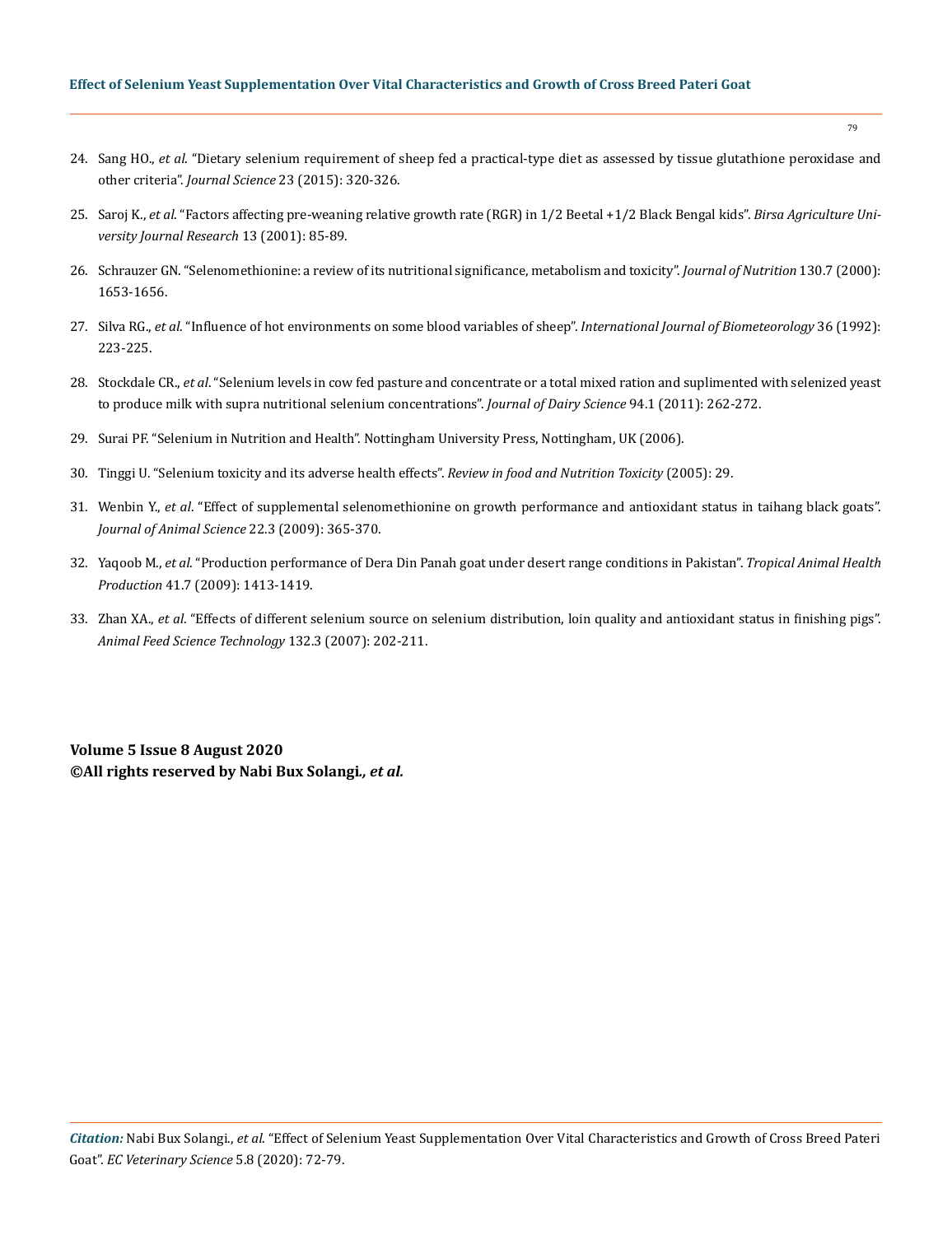24. Sang HO., *et al*. "Dietary selenium requirement of sheep fed a practical-type diet as assessed by tissue glutathione peroxidase and other criteria". *Journal Science* 23 (2015): 320-326.

25. Saroj K., *et al*. "Factors affecting pre-weaning relative growth rate (RGR) in 1/2 Beetal +1/2 Black Bengal kids". *Birsa Agriculture University Journal Research* 13 (2001): 85-89.

26. Schrauzer GN. "Selenomethionine: a review of its nutritional significance, metabolism and toxicity". *Journal of Nutrition* 130.7 (2000): 1653-1656.

27. Silva RG., *et al*. "Influence of hot environments on some blood variables of sheep". *International Journal of Biometeorology* 36 (1992): 223-225.

28. Stockdale CR., *et al*. "Selenium levels in cow fed pasture and concentrate or a total mixed ration and suplimented with selenized yeast to produce milk with supra nutritional selenium concentrations". *Journal of Dairy Science* 94.1 (2011): 262-272.

29. Surai PF. "Selenium in Nutrition and Health". Nottingham University Press, Nottingham, UK (2006).

30. Tinggi U. "Selenium toxicity and its adverse health effects". *Review in food and Nutrition Toxicity* (2005): 29.

31. Wenbin Y., *et al*. "Effect of supplemental selenomethionine on growth performance and antioxidant status in taihang black goats". *Journal of Animal Science* 22.3 (2009): 365-370.

32. Yaqoob M., *et al*. "Production performance of Dera Din Panah goat under desert range conditions in Pakistan". *Tropical Animal Health Production* 41.7 (2009): 1413-1419.

33. Zhan XA., *et al*. "Effects of different selenium source on selenium distribution, loin quality and antioxidant status in finishing pigs". *Animal Feed Science Technology* 132.3 (2007): 202-211.

**Volume 5 Issue 8 August 2020**
**©All rights reserved by Nabi Bux Solangi*., et al.***